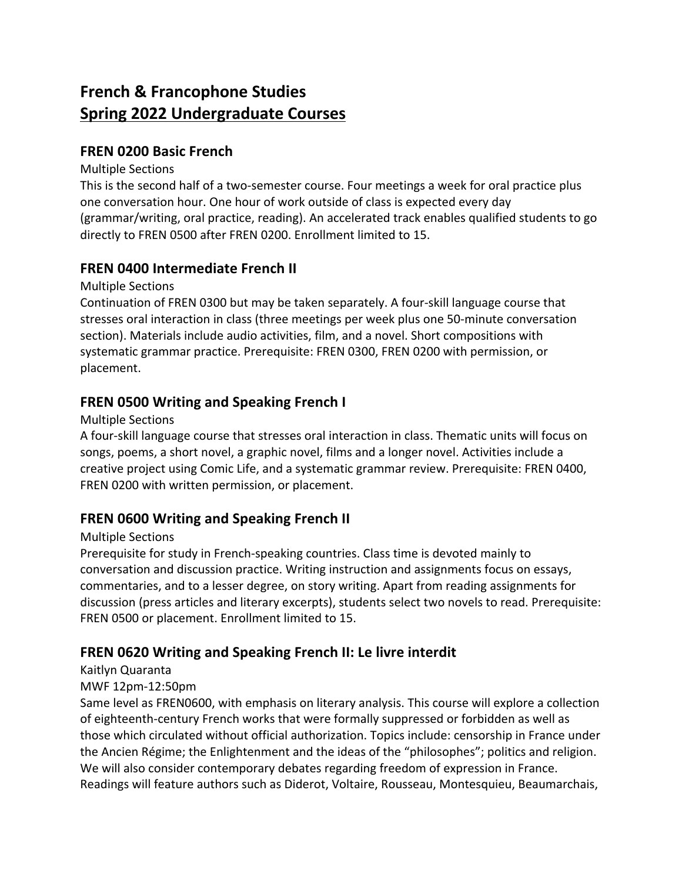# French & Francophone Studies
## Spring 2022 Undergraduate Courses

### FREN 0200 Basic French

Multiple Sections

This is the second half of a two-semester course. Four meetings a week for oral practice plus one conversation hour. One hour of work outside of class is expected every day (grammar/writing, oral practice, reading). An accelerated track enables qualified students to go directly to FREN 0500 after FREN 0200. Enrollment limited to 15.

### FREN 0400 Intermediate French II

Multiple Sections

Continuation of FREN 0300 but may be taken separately. A four-skill language course that stresses oral interaction in class (three meetings per week plus one 50-minute conversation section). Materials include audio activities, film, and a novel. Short compositions with systematic grammar practice. Prerequisite: FREN 0300, FREN 0200 with permission, or placement.

### FREN 0500 Writing and Speaking French I

Multiple Sections

A four-skill language course that stresses oral interaction in class. Thematic units will focus on songs, poems, a short novel, a graphic novel, films and a longer novel. Activities include a creative project using Comic Life, and a systematic grammar review. Prerequisite: FREN 0400, FREN 0200 with written permission, or placement.

### FREN 0600 Writing and Speaking French II

Multiple Sections

Prerequisite for study in French-speaking countries. Class time is devoted mainly to conversation and discussion practice. Writing instruction and assignments focus on essays, commentaries, and to a lesser degree, on story writing. Apart from reading assignments for discussion (press articles and literary excerpts), students select two novels to read. Prerequisite: FREN 0500 or placement. Enrollment limited to 15.

### FREN 0620 Writing and Speaking French II: Le livre interdit

Kaitlyn Quaranta

MWF 12pm-12:50pm

Same level as FREN0600, with emphasis on literary analysis. This course will explore a collection of eighteenth-century French works that were formally suppressed or forbidden as well as those which circulated without official authorization. Topics include: censorship in France under the Ancien Régime; the Enlightenment and the ideas of the "philosophes"; politics and religion. We will also consider contemporary debates regarding freedom of expression in France. Readings will feature authors such as Diderot, Voltaire, Rousseau, Montesquieu, Beaumarchais,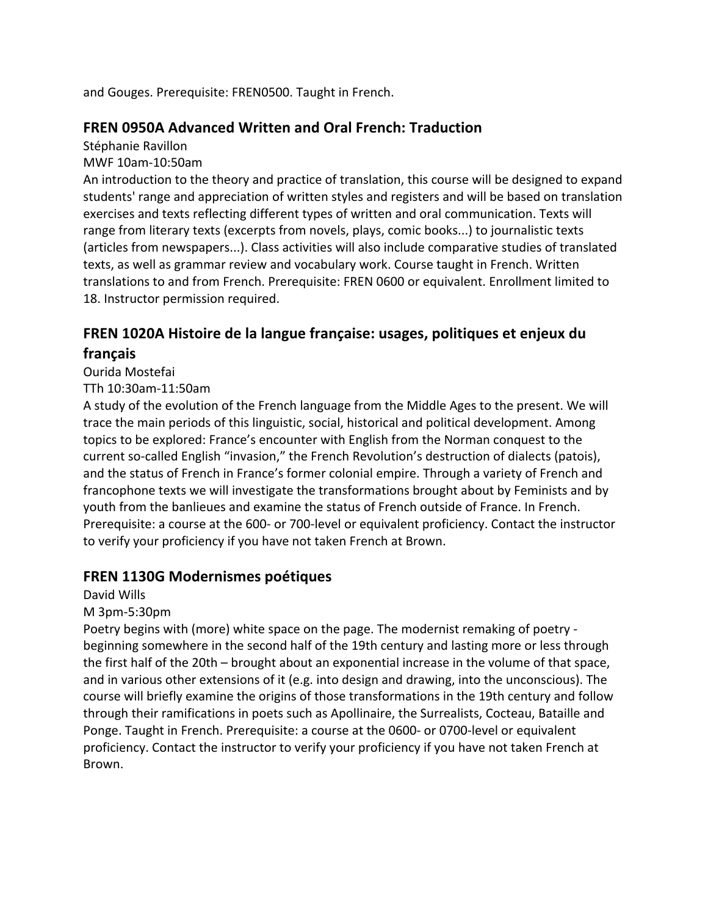and Gouges. Prerequisite: FREN0500. Taught in French.

### FREN 0950A Advanced Written and Oral French: Traduction

Stéphanie Ravillon

MWF 10am-10:50am

An introduction to the theory and practice of translation, this course will be designed to expand students' range and appreciation of written styles and registers and will be based on translation exercises and texts reflecting different types of written and oral communication. Texts will range from literary texts (excerpts from novels, plays, comic books...) to journalistic texts (articles from newspapers...). Class activities will also include comparative studies of translated texts, as well as grammar review and vocabulary work. Course taught in French. Written translations to and from French. Prerequisite: FREN 0600 or equivalent. Enrollment limited to 18. Instructor permission required.

### FREN 1020A Histoire de la langue française: usages, politiques et enjeux du français

Ourida Mostefai

TTh 10:30am-11:50am

A study of the evolution of the French language from the Middle Ages to the present. We will trace the main periods of this linguistic, social, historical and political development. Among topics to be explored: France's encounter with English from the Norman conquest to the current so-called English "invasion," the French Revolution's destruction of dialects (patois), and the status of French in France's former colonial empire. Through a variety of French and francophone texts we will investigate the transformations brought about by Feminists and by youth from the banlieues and examine the status of French outside of France. In French. Prerequisite: a course at the 600- or 700-level or equivalent proficiency. Contact the instructor to verify your proficiency if you have not taken French at Brown.

### FREN 1130G Modernismes poétiques

David Wills

M 3pm-5:30pm

Poetry begins with (more) white space on the page. The modernist remaking of poetry - beginning somewhere in the second half of the 19th century and lasting more or less through the first half of the 20th – brought about an exponential increase in the volume of that space, and in various other extensions of it (e.g. into design and drawing, into the unconscious). The course will briefly examine the origins of those transformations in the 19th century and follow through their ramifications in poets such as Apollinaire, the Surrealists, Cocteau, Bataille and Ponge. Taught in French. Prerequisite: a course at the 0600- or 0700-level or equivalent proficiency. Contact the instructor to verify your proficiency if you have not taken French at Brown.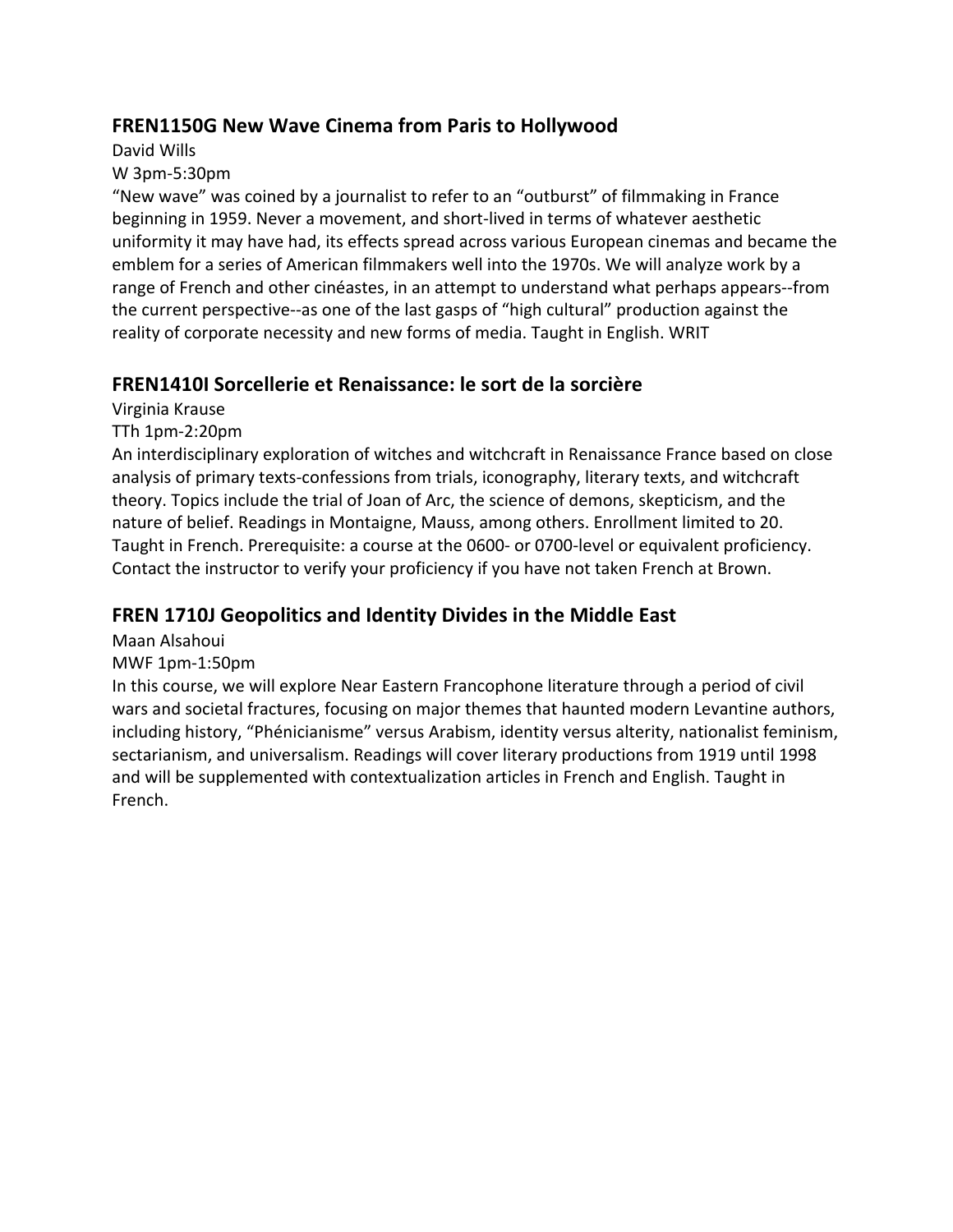### FREN1150G New Wave Cinema from Paris to Hollywood

David Wills

W 3pm-5:30pm

“New wave” was coined by a journalist to refer to an “outburst” of filmmaking in France beginning in 1959. Never a movement, and short-lived in terms of whatever aesthetic uniformity it may have had, its effects spread across various European cinemas and became the emblem for a series of American filmmakers well into the 1970s. We will analyze work by a range of French and other cinéastes, in an attempt to understand what perhaps appears--from the current perspective--as one of the last gasps of “high cultural” production against the reality of corporate necessity and new forms of media. Taught in English. WRIT

### FREN1410I Sorcellerie et Renaissance: le sort de la sorcière

Virginia Krause

TTh 1pm-2:20pm

An interdisciplinary exploration of witches and witchcraft in Renaissance France based on close analysis of primary texts-confessions from trials, iconography, literary texts, and witchcraft theory. Topics include the trial of Joan of Arc, the science of demons, skepticism, and the nature of belief. Readings in Montaigne, Mauss, among others. Enrollment limited to 20. Taught in French. Prerequisite: a course at the 0600- or 0700-level or equivalent proficiency. Contact the instructor to verify your proficiency if you have not taken French at Brown.

### FREN 1710J Geopolitics and Identity Divides in the Middle East

Maan Alsahoui

MWF 1pm-1:50pm

In this course, we will explore Near Eastern Francophone literature through a period of civil wars and societal fractures, focusing on major themes that haunted modern Levantine authors, including history, “Phénicianisme” versus Arabism, identity versus alterity, nationalist feminism, sectarianism, and universalism. Readings will cover literary productions from 1919 until 1998 and will be supplemented with contextualization articles in French and English. Taught in French.